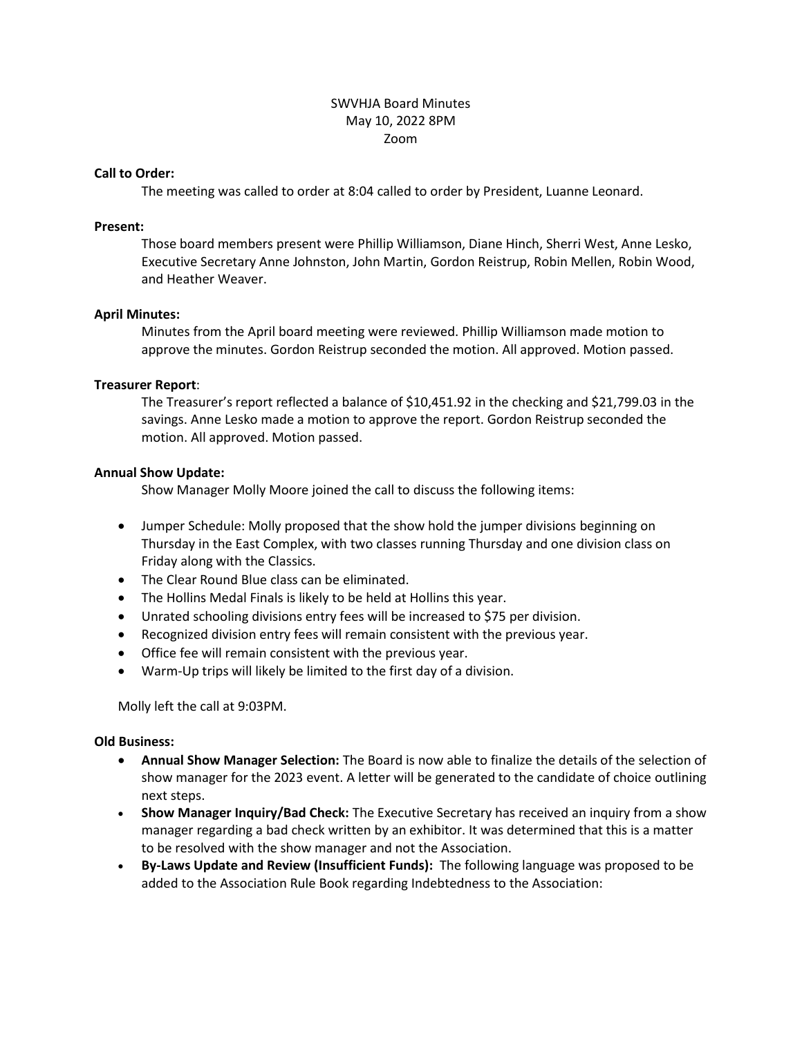SWVHJA Board Minutes
May 10, 2022 8PM
Zoom

**Call to Order:**

The meeting was called to order at 8:04 called to order by President, Luanne Leonard.

**Present:**

Those board members present were Phillip Williamson, Diane Hinch, Sherri West, Anne Lesko, Executive Secretary Anne Johnston, John Martin, Gordon Reistrup, Robin Mellen, Robin Wood, and Heather Weaver.

**April Minutes:**

Minutes from the April board meeting were reviewed. Phillip Williamson made motion to approve the minutes. Gordon Reistrup seconded the motion. All approved. Motion passed.

**Treasurer Report**:

The Treasurer's report reflected a balance of $10,451.92 in the checking and $21,799.03 in the savings. Anne Lesko made a motion to approve the report. Gordon Reistrup seconded the motion. All approved. Motion passed.

**Annual Show Update:**

Show Manager Molly Moore joined the call to discuss the following items:

- Jumper Schedule: Molly proposed that the show hold the jumper divisions beginning on Thursday in the East Complex, with two classes running Thursday and one division class on Friday along with the Classics.
- The Clear Round Blue class can be eliminated.
- The Hollins Medal Finals is likely to be held at Hollins this year.
- Unrated schooling divisions entry fees will be increased to $75 per division.
- Recognized division entry fees will remain consistent with the previous year.
- Office fee will remain consistent with the previous year.
- Warm-Up trips will likely be limited to the first day of a division.

Molly left the call at 9:03PM.

**Old Business:**

- **Annual Show Manager Selection:** The Board is now able to finalize the details of the selection of show manager for the 2023 event. A letter will be generated to the candidate of choice outlining next steps.
- **Show Manager Inquiry/Bad Check:** The Executive Secretary has received an inquiry from a show manager regarding a bad check written by an exhibitor. It was determined that this is a matter to be resolved with the show manager and not the Association.
- **By-Laws Update and Review (Insufficient Funds):** The following language was proposed to be added to the Association Rule Book regarding Indebtedness to the Association: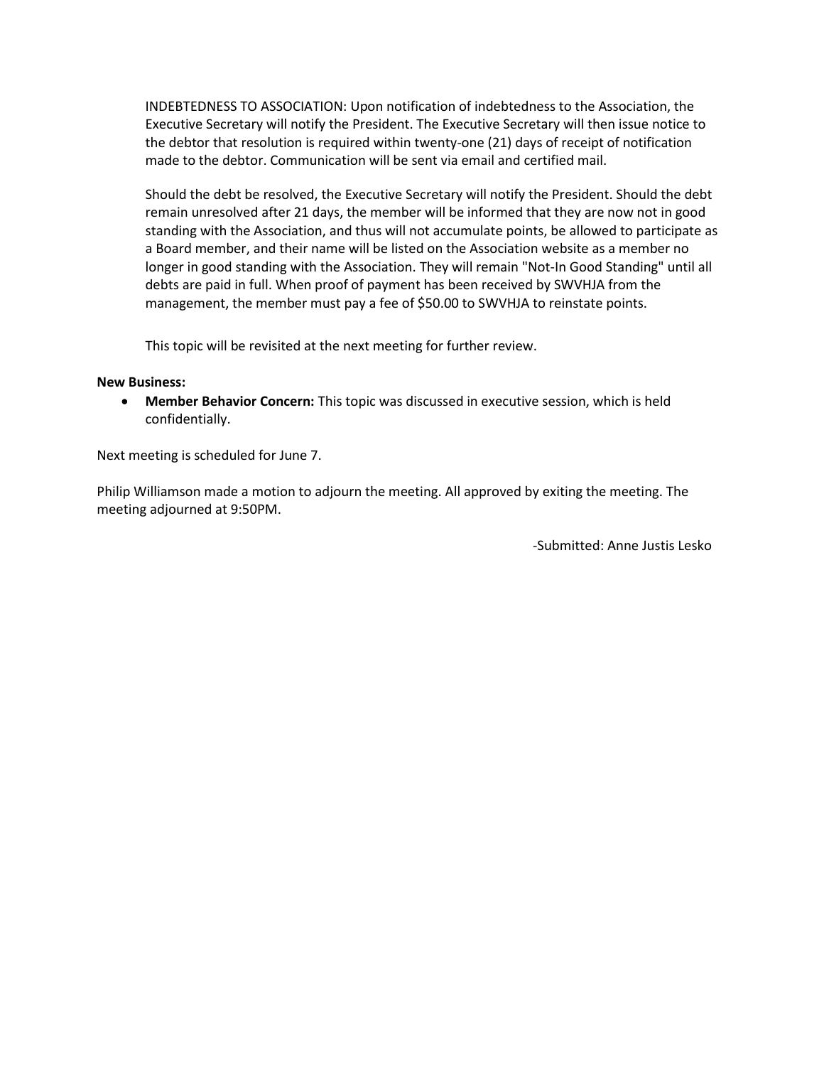INDEBTEDNESS TO ASSOCIATION: Upon notification of indebtedness to the Association, the Executive Secretary will notify the President. The Executive Secretary will then issue notice to the debtor that resolution is required within twenty-one (21) days of receipt of notification made to the debtor. Communication will be sent via email and certified mail.

Should the debt be resolved, the Executive Secretary will notify the President. Should the debt remain unresolved after 21 days, the member will be informed that they are now not in good standing with the Association, and thus will not accumulate points, be allowed to participate as a Board member, and their name will be listed on the Association website as a member no longer in good standing with the Association. They will remain "Not-In Good Standing" until all debts are paid in full. When proof of payment has been received by SWVHJA from the management, the member must pay a fee of $50.00 to SWVHJA to reinstate points.

This topic will be revisited at the next meeting for further review.

**New Business:**

- **Member Behavior Concern:** This topic was discussed in executive session, which is held confidentially.

Next meeting is scheduled for June 7.

Philip Williamson made a motion to adjourn the meeting. All approved by exiting the meeting. The meeting adjourned at 9:50PM.

-Submitted: Anne Justis Lesko